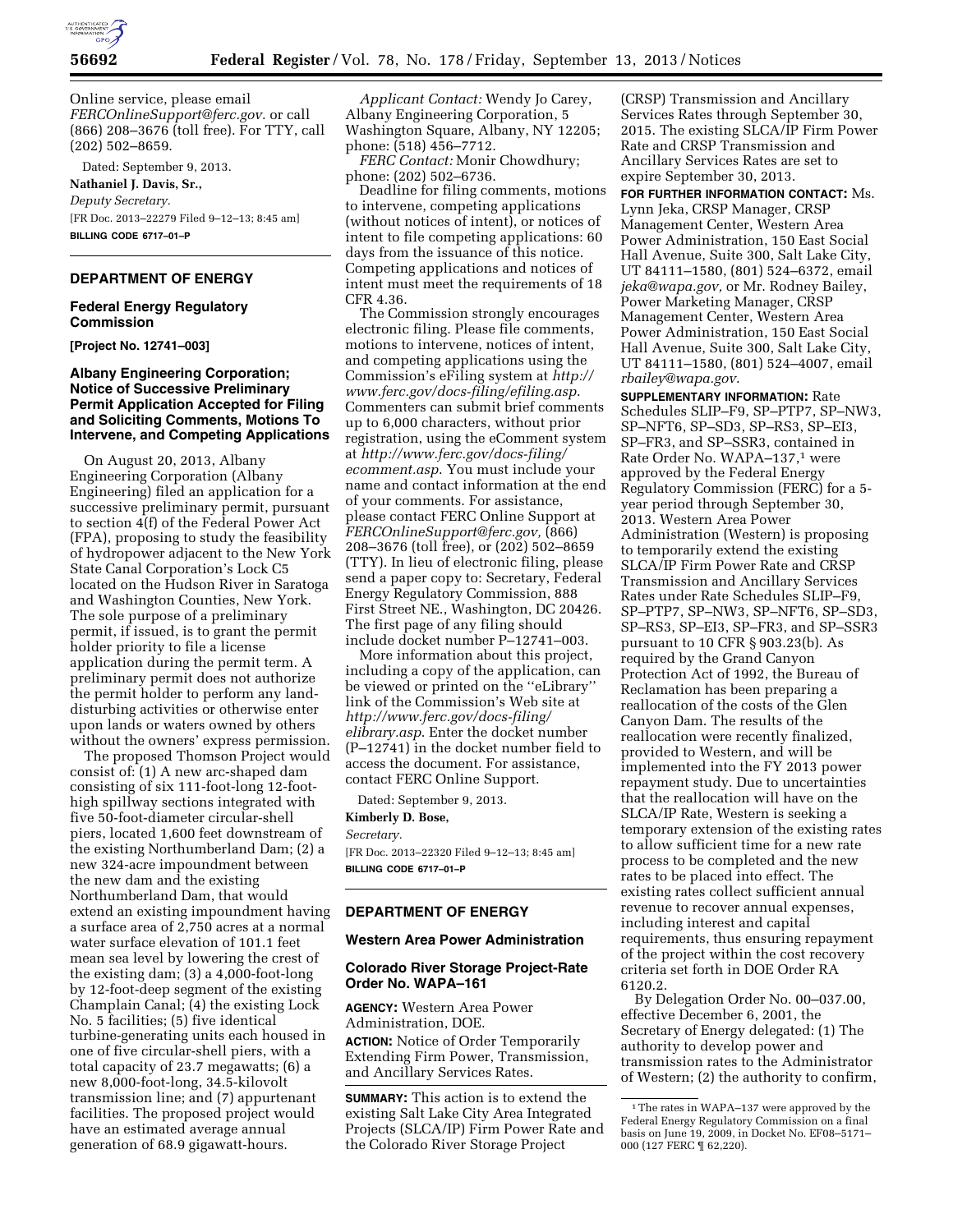Online service, please email *FERCOnlineSupport@ferc.gov.* or call (866) 208–3676 (toll free). For TTY, call (202) 502–8659.

Dated: September 9, 2013.

**Nathaniel J. Davis, Sr.,**

*Deputy Secretary.*

[FR Doc. 2013–22279 Filed 9–12–13; 8:45 am]

**BILLING CODE 6717–01–P**

## DEPARTMENT OF ENERGY

### Federal Energy Regulatory Commission

**[Project No. 12741–003]**

### Albany Engineering Corporation; Notice of Successive Preliminary Permit Application Accepted for Filing and Soliciting Comments, Motions To Intervene, and Competing Applications

On August 20, 2013, Albany Engineering Corporation (Albany Engineering) filed an application for a successive preliminary permit, pursuant to section 4(f) of the Federal Power Act (FPA), proposing to study the feasibility of hydropower adjacent to the New York State Canal Corporation's Lock C5 located on the Hudson River in Saratoga and Washington Counties, New York. The sole purpose of a preliminary permit, if issued, is to grant the permit holder priority to file a license application during the permit term. A preliminary permit does not authorize the permit holder to perform any land-disturbing activities or otherwise enter upon lands or waters owned by others without the owners' express permission.

The proposed Thomson Project would consist of: (1) A new arc-shaped dam consisting of six 111-foot-long 12-foot-high spillway sections integrated with five 50-foot-diameter circular-shell piers, located 1,600 feet downstream of the existing Northumberland Dam; (2) a new 324-acre impoundment between the new dam and the existing Northumberland Dam, that would extend an existing impoundment having a surface area of 2,750 acres at a normal water surface elevation of 101.1 feet mean sea level by lowering the crest of the existing dam; (3) a 4,000-foot-long by 12-foot-deep segment of the existing Champlain Canal; (4) the existing Lock No. 5 facilities; (5) five identical turbine-generating units each housed in one of five circular-shell piers, with a total capacity of 23.7 megawatts; (6) a new 8,000-foot-long, 34.5-kilovolt transmission line; and (7) appurtenant facilities. The proposed project would have an estimated average annual generation of 68.9 gigawatt-hours.

*Applicant Contact:* Wendy Jo Carey, Albany Engineering Corporation, 5 Washington Square, Albany, NY 12205; phone: (518) 456–7712.

*FERC Contact:* Monir Chowdhury; phone: (202) 502–6736.

Deadline for filing comments, motions to intervene, competing applications (without notices of intent), or notices of intent to file competing applications: 60 days from the issuance of this notice. Competing applications and notices of intent must meet the requirements of 18 CFR 4.36.

The Commission strongly encourages electronic filing. Please file comments, motions to intervene, notices of intent, and competing applications using the Commission's eFiling system at *http://www.ferc.gov/docs-filing/efiling.asp*. Commenters can submit brief comments up to 6,000 characters, without prior registration, using the eComment system at *http://www.ferc.gov/docs-filing/ecomment.asp*. You must include your name and contact information at the end of your comments. For assistance, please contact FERC Online Support at *FERCOnlineSupport@ferc.gov,* (866) 208–3676 (toll free), or (202) 502–8659 (TTY). In lieu of electronic filing, please send a paper copy to: Secretary, Federal Energy Regulatory Commission, 888 First Street NE., Washington, DC 20426. The first page of any filing should include docket number P–12741–003.

More information about this project, including a copy of the application, can be viewed or printed on the "eLibrary" link of the Commission's Web site at *http://www.ferc.gov/docs-filing/elibrary.asp*. Enter the docket number (P–12741) in the docket number field to access the document. For assistance, contact FERC Online Support.

Dated: September 9, 2013.

**Kimberly D. Bose,**

*Secretary.*

[FR Doc. 2013–22320 Filed 9–12–13; 8:45 am]

**BILLING CODE 6717–01–P**

## DEPARTMENT OF ENERGY

### Western Area Power Administration

### Colorado River Storage Project-Rate Order No. WAPA–161

**AGENCY:** Western Area Power Administration, DOE.

**ACTION:** Notice of Order Temporarily Extending Firm Power, Transmission, and Ancillary Services Rates.

**SUMMARY:** This action is to extend the existing Salt Lake City Area Integrated Projects (SLCA/IP) Firm Power Rate and the Colorado River Storage Project (CRSP) Transmission and Ancillary Services Rates through September 30, 2015. The existing SLCA/IP Firm Power Rate and CRSP Transmission and Ancillary Services Rates are set to expire September 30, 2013.

**FOR FURTHER INFORMATION CONTACT:** Ms. Lynn Jeka, CRSP Manager, CRSP Management Center, Western Area Power Administration, 150 East Social Hall Avenue, Suite 300, Salt Lake City, UT 84111–1580, (801) 524–6372, email *jeka@wapa.gov,* or Mr. Rodney Bailey, Power Marketing Manager, CRSP Management Center, Western Area Power Administration, 150 East Social Hall Avenue, Suite 300, Salt Lake City, UT 84111–1580, (801) 524–4007, email *rbailey@wapa.gov*.

**SUPPLEMENTARY INFORMATION:** Rate Schedules SLIP–F9, SP–PTP7, SP–NW3, SP–NFT6, SP–SD3, SP–RS3, SP–EI3, SP–FR3, and SP–SSR3, contained in Rate Order No. WAPA–137,[1] were approved by the Federal Energy Regulatory Commission (FERC) for a 5-year period through September 30, 2013. Western Area Power Administration (Western) is proposing to temporarily extend the existing SLCA/IP Firm Power Rate and CRSP Transmission and Ancillary Services Rates under Rate Schedules SLIP–F9, SP–PTP7, SP–NW3, SP–NFT6, SP–SD3, SP–RS3, SP–EI3, SP–FR3, and SP–SSR3 pursuant to 10 CFR § 903.23(b). As required by the Grand Canyon Protection Act of 1992, the Bureau of Reclamation has been preparing a reallocation of the costs of the Glen Canyon Dam. The results of the reallocation were recently finalized, provided to Western, and will be implemented into the FY 2013 power repayment study. Due to uncertainties that the reallocation will have on the SLCA/IP Rate, Western is seeking a temporary extension of the existing rates to allow sufficient time for a new rate process to be completed and the new rates to be placed into effect. The existing rates collect sufficient annual revenue to recover annual expenses, including interest and capital requirements, thus ensuring repayment of the project within the cost recovery criteria set forth in DOE Order RA 6120.2.

By Delegation Order No. 00–037.00, effective December 6, 2001, the Secretary of Energy delegated: (1) The authority to develop power and transmission rates to the Administrator of Western; (2) the authority to confirm,

[1] The rates in WAPA–137 were approved by the Federal Energy Regulatory Commission on a final basis on June 19, 2009, in Docket No. EF08–5171–000 (127 FERC ¶ 62,220).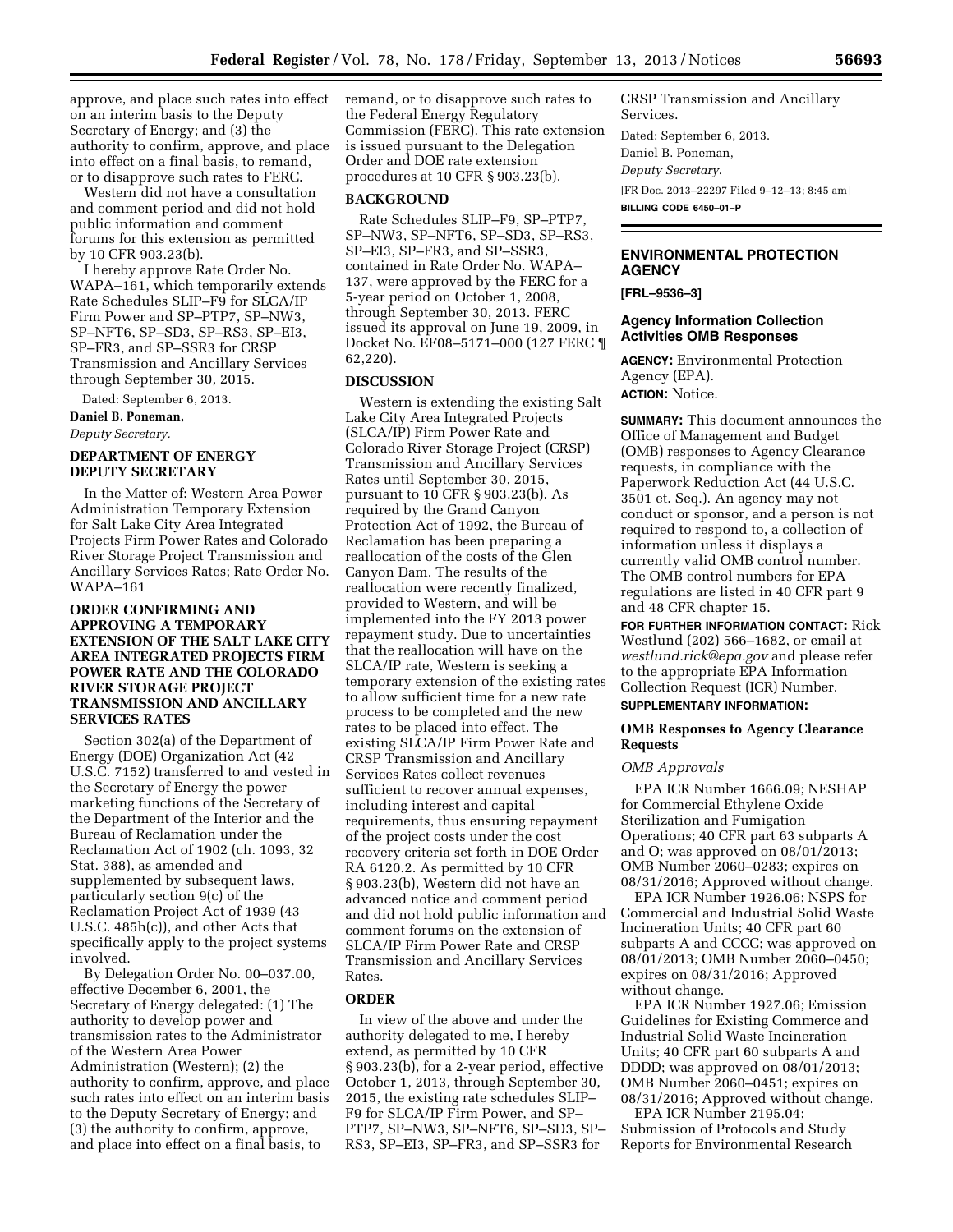approve, and place such rates into effect on an interim basis to the Deputy Secretary of Energy; and (3) the authority to confirm, approve, and place into effect on a final basis, to remand, or to disapprove such rates to FERC.

Western did not have a consultation and comment period and did not hold public information and comment forums for this extension as permitted by 10 CFR 903.23(b).

I hereby approve Rate Order No. WAPA–161, which temporarily extends Rate Schedules SLIP–F9 for SLCA/IP Firm Power and SP–PTP7, SP–NW3, SP–NFT6, SP–SD3, SP–RS3, SP–EI3, SP–FR3, and SP–SSR3 for CRSP Transmission and Ancillary Services through September 30, 2015.

Dated: September 6, 2013.

**Daniel B. Poneman,**

*Deputy Secretary.*

## DEPARTMENT OF ENERGY DEPUTY SECRETARY

In the Matter of: Western Area Power Administration Temporary Extension for Salt Lake City Area Integrated Projects Firm Power Rates and Colorado River Storage Project Transmission and Ancillary Services Rates; Rate Order No. WAPA–161

## ORDER CONFIRMING AND APPROVING A TEMPORARY EXTENSION OF THE SALT LAKE CITY AREA INTEGRATED PROJECTS FIRM POWER RATE AND THE COLORADO RIVER STORAGE PROJECT TRANSMISSION AND ANCILLARY SERVICES RATES

Section 302(a) of the Department of Energy (DOE) Organization Act (42 U.S.C. 7152) transferred to and vested in the Secretary of Energy the power marketing functions of the Secretary of the Department of the Interior and the Bureau of Reclamation under the Reclamation Act of 1902 (ch. 1093, 32 Stat. 388), as amended and supplemented by subsequent laws, particularly section 9(c) of the Reclamation Project Act of 1939 (43 U.S.C. 485h(c)), and other Acts that specifically apply to the project systems involved.

By Delegation Order No. 00–037.00, effective December 6, 2001, the Secretary of Energy delegated: (1) The authority to develop power and transmission rates to the Administrator of the Western Area Power Administration (Western); (2) the authority to confirm, approve, and place such rates into effect on an interim basis to the Deputy Secretary of Energy; and (3) the authority to confirm, approve, and place into effect on a final basis, to remand, or to disapprove such rates to the Federal Energy Regulatory Commission (FERC). This rate extension is issued pursuant to the Delegation Order and DOE rate extension procedures at 10 CFR § 903.23(b).

### BACKGROUND

Rate Schedules SLIP–F9, SP–PTP7, SP–NW3, SP–NFT6, SP–SD3, SP–RS3, SP–EI3, SP–FR3, and SP–SSR3, contained in Rate Order No. WAPA–137, were approved by the FERC for a 5-year period on October 1, 2008, through September 30, 2013. FERC issued its approval on June 19, 2009, in Docket No. EF08–5171–000 (127 FERC ¶ 62,220).

### DISCUSSION

Western is extending the existing Salt Lake City Area Integrated Projects (SLCA/IP) Firm Power Rate and Colorado River Storage Project (CRSP) Transmission and Ancillary Services Rates until September 30, 2015, pursuant to 10 CFR § 903.23(b). As required by the Grand Canyon Protection Act of 1992, the Bureau of Reclamation has been preparing a reallocation of the costs of the Glen Canyon Dam. The results of the reallocation were recently finalized, provided to Western, and will be implemented into the FY 2013 power repayment study. Due to uncertainties that the reallocation will have on the SLCA/IP rate, Western is seeking a temporary extension of the existing rates to allow sufficient time for a new rate process to be completed and the new rates to be placed into effect. The existing SLCA/IP Firm Power Rate and CRSP Transmission and Ancillary Services Rates collect revenues sufficient to recover annual expenses, including interest and capital requirements, thus ensuring repayment of the project costs under the cost recovery criteria set forth in DOE Order RA 6120.2. As permitted by 10 CFR § 903.23(b), Western did not have an advanced notice and comment period and did not hold public information and comment forums on the extension of SLCA/IP Firm Power Rate and CRSP Transmission and Ancillary Services Rates.

### ORDER

In view of the above and under the authority delegated to me, I hereby extend, as permitted by 10 CFR § 903.23(b), for a 2-year period, effective October 1, 2013, through September 30, 2015, the existing rate schedules SLIP–F9 for SLCA/IP Firm Power, and SP–PTP7, SP–NW3, SP–NFT6, SP–SD3, SP–RS3, SP–EI3, SP–FR3, and SP–SSR3 for CRSP Transmission and Ancillary Services.

Dated: September 6, 2013.

Daniel B. Poneman,

*Deputy Secretary.*

[FR Doc. 2013–22297 Filed 9–12–13; 8:45 am]

**BILLING CODE 6450–01–P**

## ENVIRONMENTAL PROTECTION AGENCY

**[FRL–9536–3]**

## Agency Information Collection Activities OMB Responses

**AGENCY:** Environmental Protection Agency (EPA).

**ACTION:** Notice.

**SUMMARY:** This document announces the Office of Management and Budget (OMB) responses to Agency Clearance requests, in compliance with the Paperwork Reduction Act (44 U.S.C. 3501 et. Seq.). An agency may not conduct or sponsor, and a person is not required to respond to, a collection of information unless it displays a currently valid OMB control number. The OMB control numbers for EPA regulations are listed in 40 CFR part 9 and 48 CFR chapter 15.

**FOR FURTHER INFORMATION CONTACT:** Rick Westlund (202) 566–1682, or email at *westlund.rick@epa.gov* and please refer to the appropriate EPA Information Collection Request (ICR) Number.

**SUPPLEMENTARY INFORMATION:**

### OMB Responses to Agency Clearance Requests

*OMB Approvals*

EPA ICR Number 1666.09; NESHAP for Commercial Ethylene Oxide Sterilization and Fumigation Operations; 40 CFR part 63 subparts A and O; was approved on 08/01/2013; OMB Number 2060–0283; expires on 08/31/2016; Approved without change.

EPA ICR Number 1926.06; NSPS for Commercial and Industrial Solid Waste Incineration Units; 40 CFR part 60 subparts A and CCCC; was approved on 08/01/2013; OMB Number 2060–0450; expires on 08/31/2016; Approved without change.

EPA ICR Number 1927.06; Emission Guidelines for Existing Commerce and Industrial Solid Waste Incineration Units; 40 CFR part 60 subparts A and DDDD; was approved on 08/01/2013; OMB Number 2060–0451; expires on 08/31/2016; Approved without change.

EPA ICR Number 2195.04; Submission of Protocols and Study Reports for Environmental Research